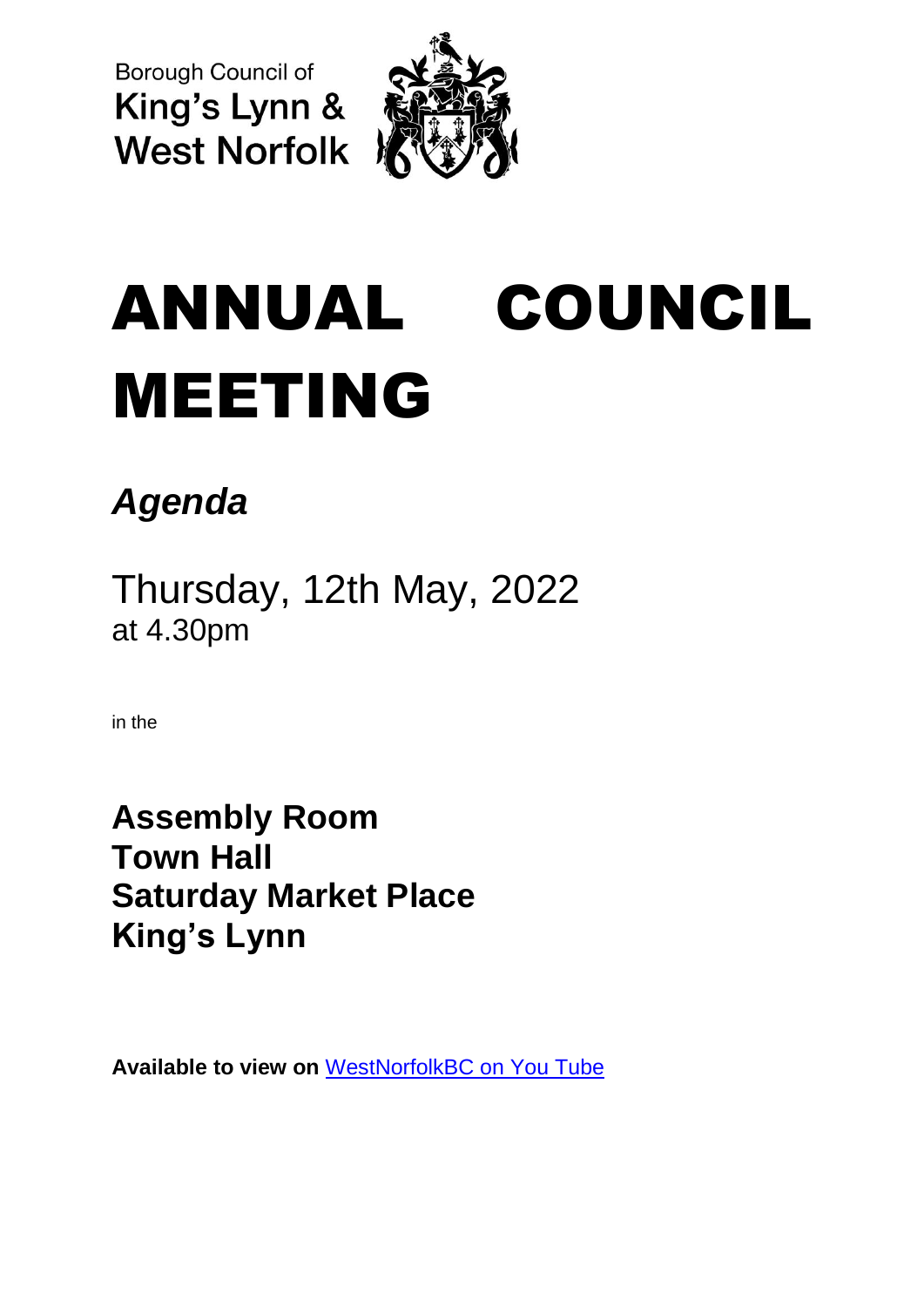Borough Council of
King's Lynn &
West Norfolk

# ANNUAL COUNCIL MEETING

## *Agenda*

Thursday, 12th May, 2022
at 4.30pm

in the

**Assembly Room**
**Town Hall**
**Saturday Market Place**
**King's Lynn**

**Available to view on** WestNorfolkBC on You Tube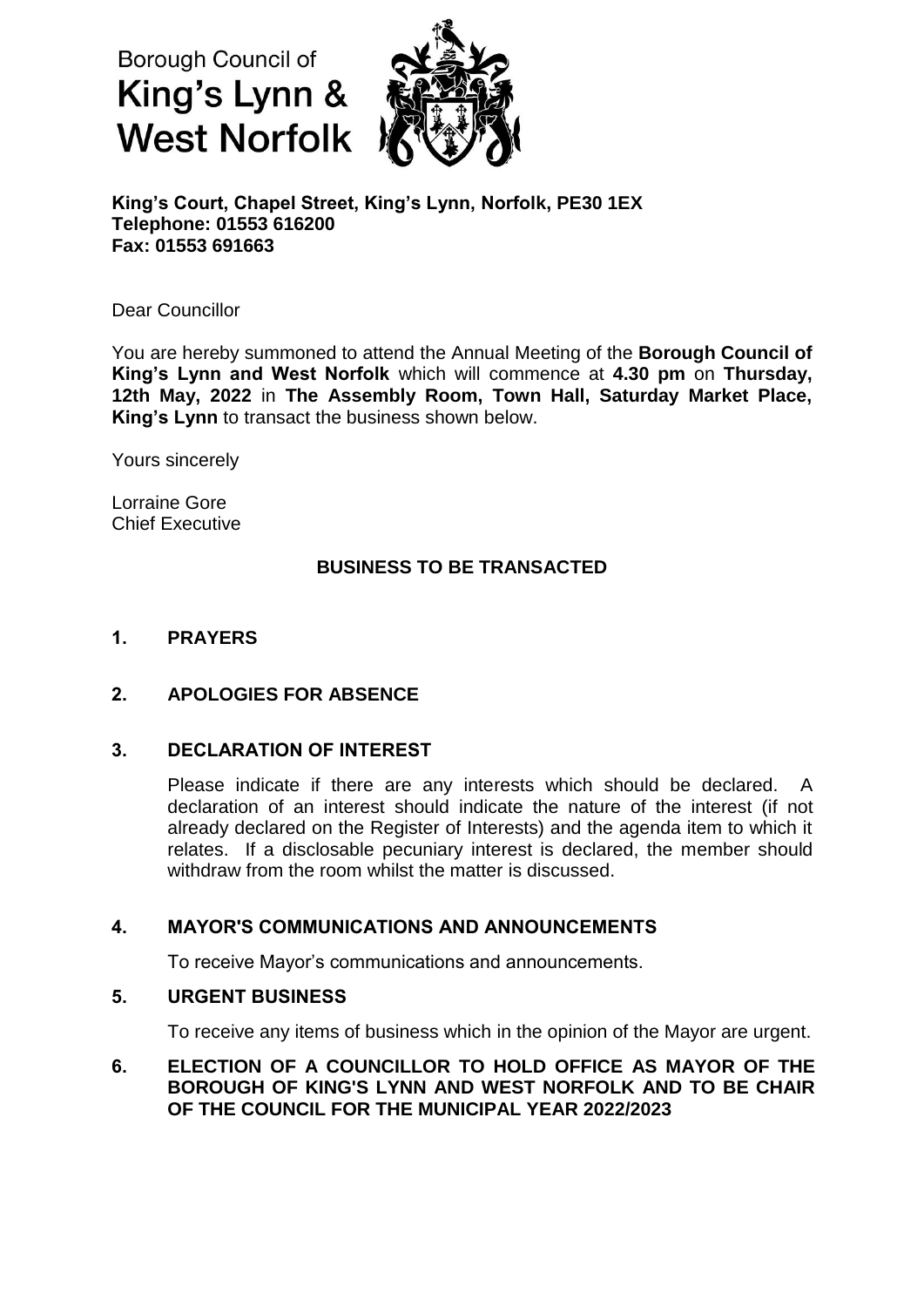Borough Council of
**King's Lynn & West Norfolk**

**King's Court, Chapel Street, King's Lynn, Norfolk, PE30 1EX**
**Telephone: 01553 616200**
**Fax: 01553 691663**

Dear Councillor

You are hereby summoned to attend the Annual Meeting of the **Borough Council of King's Lynn and West Norfolk** which will commence at **4.30 pm** on **Thursday, 12th May, 2022** in **The Assembly Room, Town Hall, Saturday Market Place, King's Lynn** to transact the business shown below.

Yours sincerely

Lorraine Gore
Chief Executive

## BUSINESS TO BE TRANSACTED

**1. PRAYERS**

**2. APOLOGIES FOR ABSENCE**

**3. DECLARATION OF INTEREST**

Please indicate if there are any interests which should be declared. A declaration of an interest should indicate the nature of the interest (if not already declared on the Register of Interests) and the agenda item to which it relates. If a disclosable pecuniary interest is declared, the member should withdraw from the room whilst the matter is discussed.

**4. MAYOR'S COMMUNICATIONS AND ANNOUNCEMENTS**

To receive Mayor's communications and announcements.

**5. URGENT BUSINESS**

To receive any items of business which in the opinion of the Mayor are urgent.

**6. ELECTION OF A COUNCILLOR TO HOLD OFFICE AS MAYOR OF THE BOROUGH OF KING'S LYNN AND WEST NORFOLK AND TO BE CHAIR OF THE COUNCIL FOR THE MUNICIPAL YEAR 2022/2023**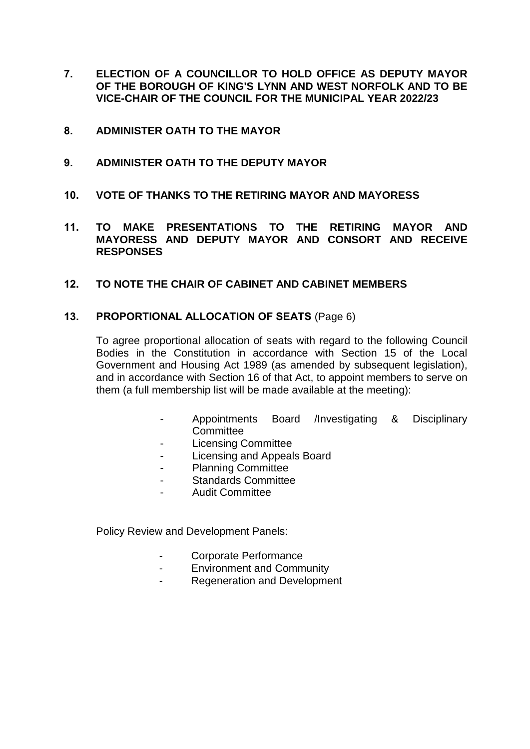**7. ELECTION OF A COUNCILLOR TO HOLD OFFICE AS DEPUTY MAYOR OF THE BOROUGH OF KING'S LYNN AND WEST NORFOLK AND TO BE VICE-CHAIR OF THE COUNCIL FOR THE MUNICIPAL YEAR 2022/23**

**8. ADMINISTER OATH TO THE MAYOR**

**9. ADMINISTER OATH TO THE DEPUTY MAYOR**

**10. VOTE OF THANKS TO THE RETIRING MAYOR AND MAYORESS**

**11. TO MAKE PRESENTATIONS TO THE RETIRING MAYOR AND MAYORESS AND DEPUTY MAYOR AND CONSORT AND RECEIVE RESPONSES**

**12. TO NOTE THE CHAIR OF CABINET AND CABINET MEMBERS**

**13. PROPORTIONAL ALLOCATION OF SEATS** (Page 6)

To agree proportional allocation of seats with regard to the following Council Bodies in the Constitution in accordance with Section 15 of the Local Government and Housing Act 1989 (as amended by subsequent legislation), and in accordance with Section 16 of that Act, to appoint members to serve on them (a full membership list will be made available at the meeting):

- Appointments Board /Investigating & Disciplinary Committee
- Licensing Committee
- Licensing and Appeals Board
- Planning Committee
- Standards Committee
- Audit Committee

Policy Review and Development Panels:

- Corporate Performance
- Environment and Community
- Regeneration and Development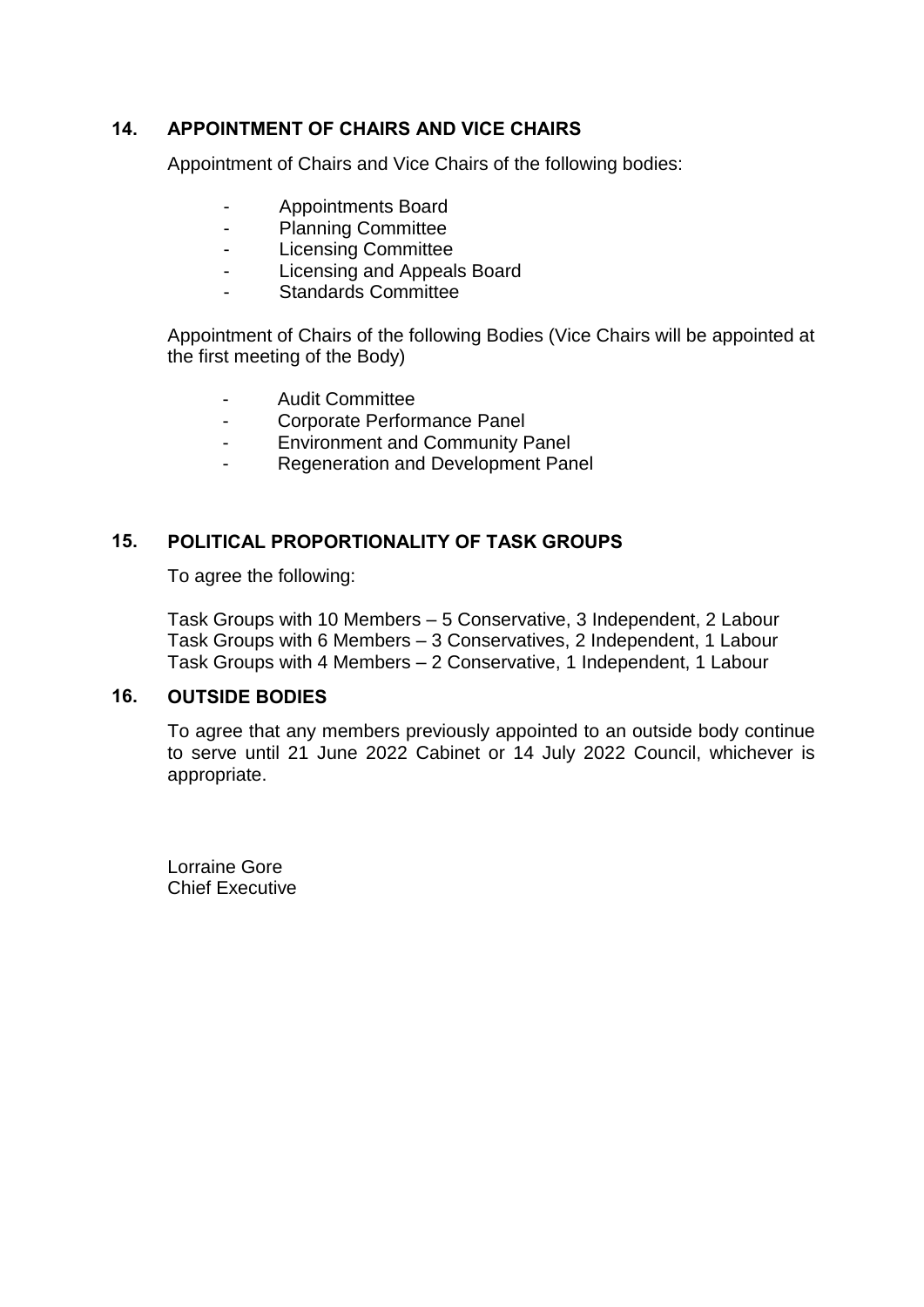## 14. APPOINTMENT OF CHAIRS AND VICE CHAIRS

Appointment of Chairs and Vice Chairs of the following bodies:

- Appointments Board
- Planning Committee
- Licensing Committee
- Licensing and Appeals Board
- Standards Committee

Appointment of Chairs of the following Bodies (Vice Chairs will be appointed at the first meeting of the Body)

- Audit Committee
- Corporate Performance Panel
- Environment and Community Panel
- Regeneration and Development Panel

## 15. POLITICAL PROPORTIONALITY OF TASK GROUPS

To agree the following:

Task Groups with 10 Members – 5 Conservative, 3 Independent, 2 Labour
Task Groups with 6 Members – 3 Conservatives, 2 Independent, 1 Labour
Task Groups with 4 Members – 2 Conservative, 1 Independent, 1 Labour

## 16. OUTSIDE BODIES

To agree that any members previously appointed to an outside body continue to serve until 21 June 2022 Cabinet or 14 July 2022 Council, whichever is appropriate.

Lorraine Gore
Chief Executive